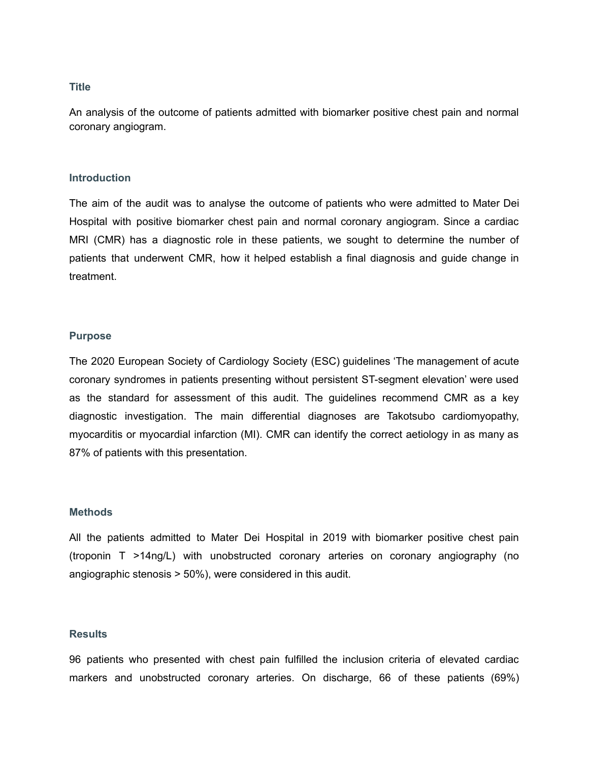## Title

An analysis of the outcome of patients admitted with biomarker positive chest pain and normal coronary angiogram.

## Introduction

The aim of the audit was to analyse the outcome of patients who were admitted to Mater Dei Hospital with positive biomarker chest pain and normal coronary angiogram. Since a cardiac MRI (CMR) has a diagnostic role in these patients, we sought to determine the number of patients that underwent CMR, how it helped establish a final diagnosis and guide change in treatment.

## Purpose

The 2020 European Society of Cardiology Society (ESC) guidelines 'The management of acute coronary syndromes in patients presenting without persistent ST-segment elevation' were used as the standard for assessment of this audit. The guidelines recommend CMR as a key diagnostic investigation. The main differential diagnoses are Takotsubo cardiomyopathy, myocarditis or myocardial infarction (MI). CMR can identify the correct aetiology in as many as 87% of patients with this presentation.

## Methods

All the patients admitted to Mater Dei Hospital in 2019 with biomarker positive chest pain (troponin T >14ng/L) with unobstructed coronary arteries on coronary angiography (no angiographic stenosis > 50%), were considered in this audit.

## Results

96 patients who presented with chest pain fulfilled the inclusion criteria of elevated cardiac markers and unobstructed coronary arteries. On discharge, 66 of these patients (69%)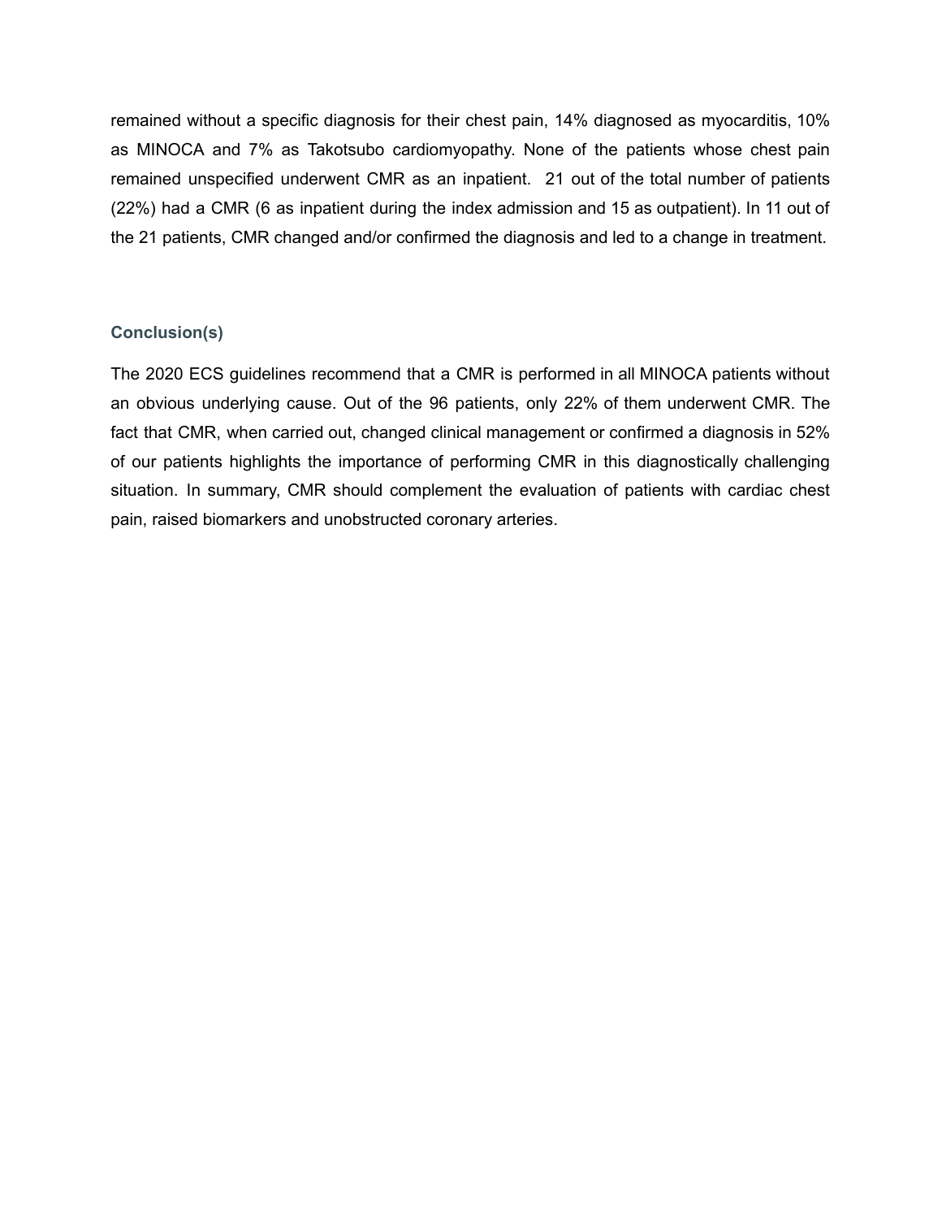remained without a specific diagnosis for their chest pain, 14% diagnosed as myocarditis, 10% as MINOCA and 7% as Takotsubo cardiomyopathy. None of the patients whose chest pain remained unspecified underwent CMR as an inpatient. 21 out of the total number of patients (22%) had a CMR (6 as inpatient during the index admission and 15 as outpatient). In 11 out of the 21 patients, CMR changed and/or confirmed the diagnosis and led to a change in treatment.

## Conclusion(s)

The 2020 ECS guidelines recommend that a CMR is performed in all MINOCA patients without an obvious underlying cause. Out of the 96 patients, only 22% of them underwent CMR. The fact that CMR, when carried out, changed clinical management or confirmed a diagnosis in 52% of our patients highlights the importance of performing CMR in this diagnostically challenging situation. In summary, CMR should complement the evaluation of patients with cardiac chest pain, raised biomarkers and unobstructed coronary arteries.